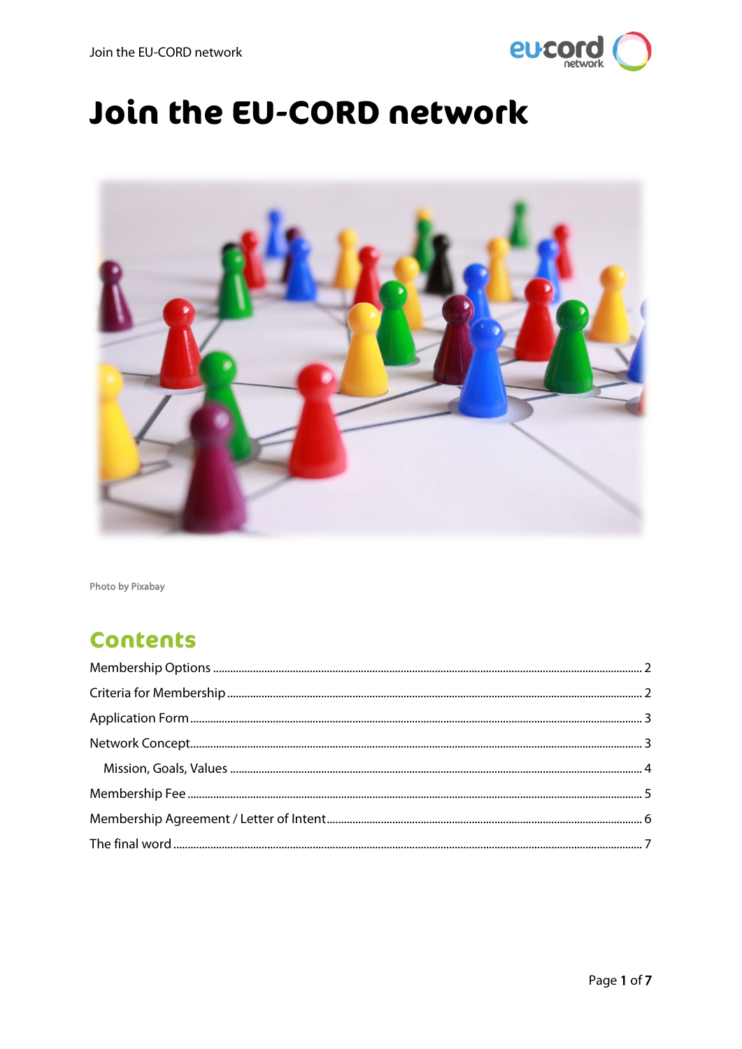# Join the EU-CORD network

Photo by Pixabay

## Contents

- Membership Options ..... 2
- Criteria for Membership ..... 2
- Application Form ..... 3
- Network Concept ..... 3
  - Mission, Goals, Values ..... 4
- Membership Fee ..... 5
- Membership Agreement / Letter of Intent ..... 6
- The final word ..... 7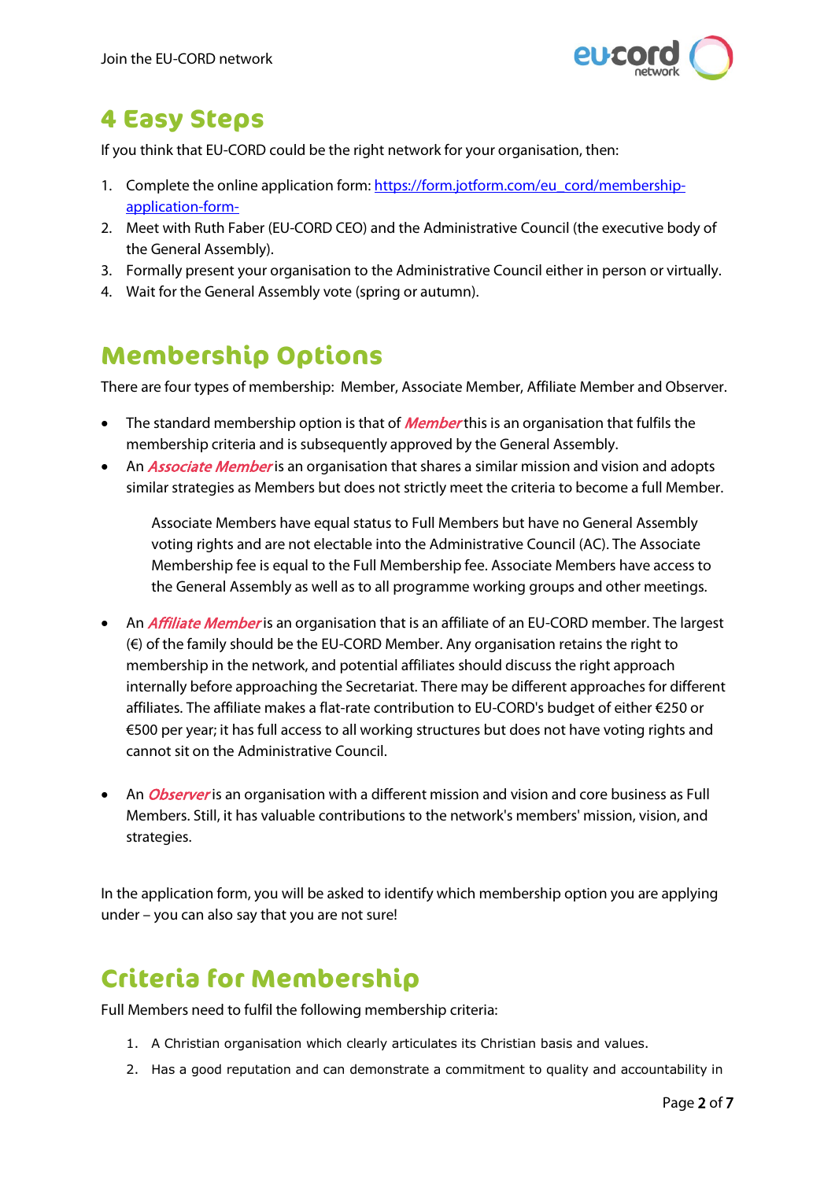## 4 Easy Steps

If you think that EU-CORD could be the right network for your organisation, then:

1. Complete the online application form: [https://form.jotform.com/eu_cord/membership-application-form-](https://form.jotform.com/eu_cord/membership-application-form-)
2. Meet with Ruth Faber (EU-CORD CEO) and the Administrative Council (the executive body of the General Assembly).
3. Formally present your organisation to the Administrative Council either in person or virtually.
4. Wait for the General Assembly vote (spring or autumn).

## Membership Options

There are four types of membership: Member, Associate Member, Affiliate Member and Observer.

- The standard membership option is that of ***Member*** this is an organisation that fulfils the membership criteria and is subsequently approved by the General Assembly.
- An ***Associate Member*** is an organisation that shares a similar mission and vision and adopts similar strategies as Members but does not strictly meet the criteria to become a full Member.

  Associate Members have equal status to Full Members but have no General Assembly voting rights and are not electable into the Administrative Council (AC). The Associate Membership fee is equal to the Full Membership fee. Associate Members have access to the General Assembly as well as to all programme working groups and other meetings.

- An ***Affiliate Member*** is an organisation that is an affiliate of an EU-CORD member. The largest (€) of the family should be the EU-CORD Member. Any organisation retains the right to membership in the network, and potential affiliates should discuss the right approach internally before approaching the Secretariat. There may be different approaches for different affiliates. The affiliate makes a flat-rate contribution to EU-CORD's budget of either €250 or €500 per year; it has full access to all working structures but does not have voting rights and cannot sit on the Administrative Council.

- An ***Observer*** is an organisation with a different mission and vision and core business as Full Members. Still, it has valuable contributions to the network's members' mission, vision, and strategies.

In the application form, you will be asked to identify which membership option you are applying under – you can also say that you are not sure!

## Criteria for Membership

Full Members need to fulfil the following membership criteria:

1. A Christian organisation which clearly articulates its Christian basis and values.
2. Has a good reputation and can demonstrate a commitment to quality and accountability in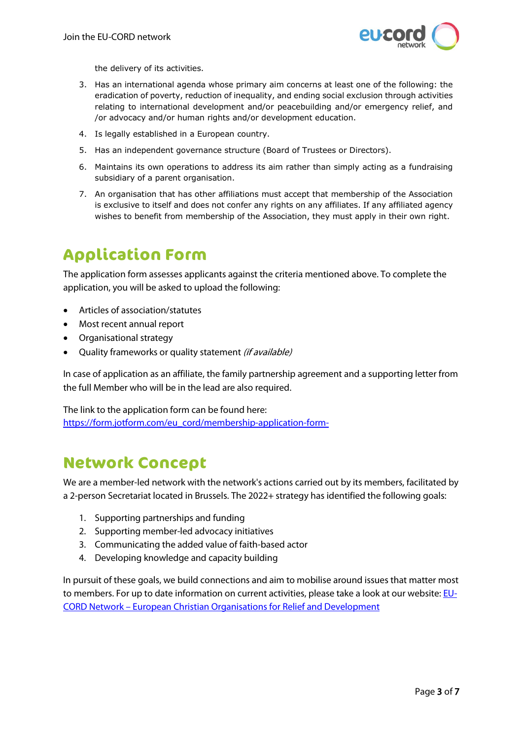the delivery of its activities.

3. Has an international agenda whose primary aim concerns at least one of the following: the eradication of poverty, reduction of inequality, and ending social exclusion through activities relating to international development and/or peacebuilding and/or emergency relief, and /or advocacy and/or human rights and/or development education.
4. Is legally established in a European country.
5. Has an independent governance structure (Board of Trustees or Directors).
6. Maintains its own operations to address its aim rather than simply acting as a fundraising subsidiary of a parent organisation.
7. An organisation that has other affiliations must accept that membership of the Association is exclusive to itself and does not confer any rights on any affiliates. If any affiliated agency wishes to benefit from membership of the Association, they must apply in their own right.

## Application Form

The application form assesses applicants against the criteria mentioned above. To complete the application, you will be asked to upload the following:

- Articles of association/statutes
- Most recent annual report
- Organisational strategy
- Quality frameworks or quality statement *(if available)*

In case of application as an affiliate, the family partnership agreement and a supporting letter from the full Member who will be in the lead are also required.

The link to the application form can be found here:
[https://form.jotform.com/eu_cord/membership-application-form-](https://form.jotform.com/eu_cord/membership-application-form-)

## Network Concept

We are a member-led network with the network's actions carried out by its members, facilitated by a 2-person Secretariat located in Brussels. The 2022+ strategy has identified the following goals:

1. Supporting partnerships and funding
2. Supporting member-led advocacy initiatives
3. Communicating the added value of faith-based actor
4. Developing knowledge and capacity building

In pursuit of these goals, we build connections and aim to mobilise around issues that matter most to members. For up to date information on current activities, please take a look at our website: [EU-CORD Network – European Christian Organisations for Relief and Development]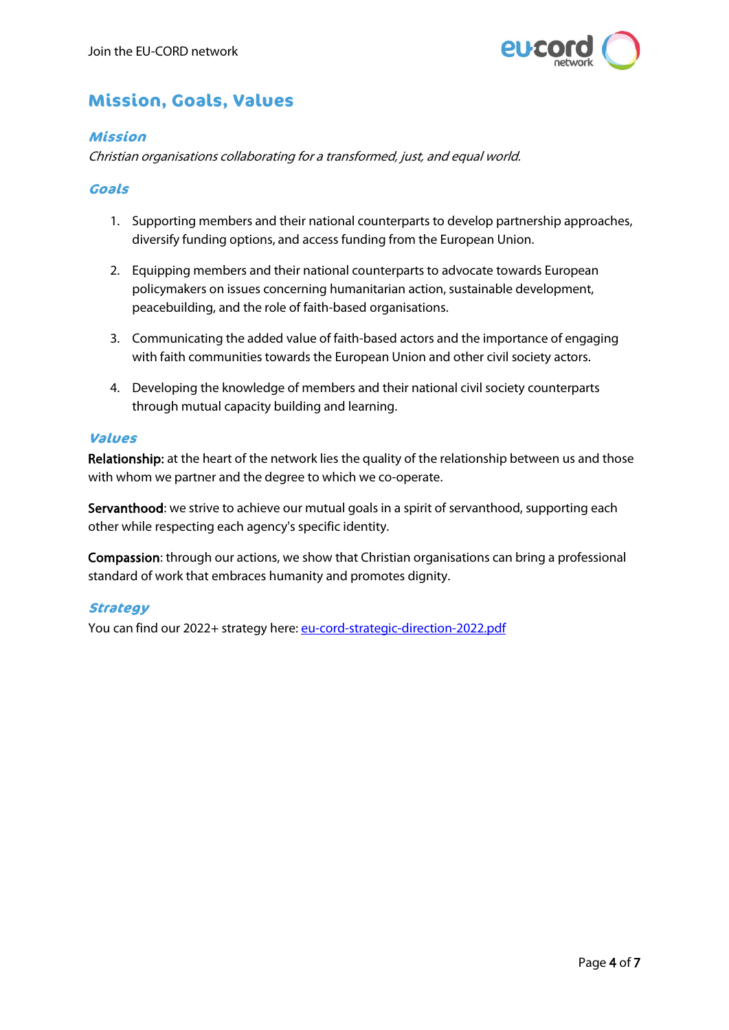## Mission, Goals, Values

### *Mission*

*Christian organisations collaborating for a transformed, just, and equal world.*

### *Goals*

1. Supporting members and their national counterparts to develop partnership approaches, diversify funding options, and access funding from the European Union.

2. Equipping members and their national counterparts to advocate towards European policymakers on issues concerning humanitarian action, sustainable development, peacebuilding, and the role of faith-based organisations.

3. Communicating the added value of faith-based actors and the importance of engaging with faith communities towards the European Union and other civil society actors.

4. Developing the knowledge of members and their national civil society counterparts through mutual capacity building and learning.

### *Values*

**Relationship:** at the heart of the network lies the quality of the relationship between us and those with whom we partner and the degree to which we co-operate.

**Servanthood**: we strive to achieve our mutual goals in a spirit of servanthood, supporting each other while respecting each agency's specific identity.

**Compassion**: through our actions, we show that Christian organisations can bring a professional standard of work that embraces humanity and promotes dignity.

### *Strategy*

You can find our 2022+ strategy here: eu-cord-strategic-direction-2022.pdf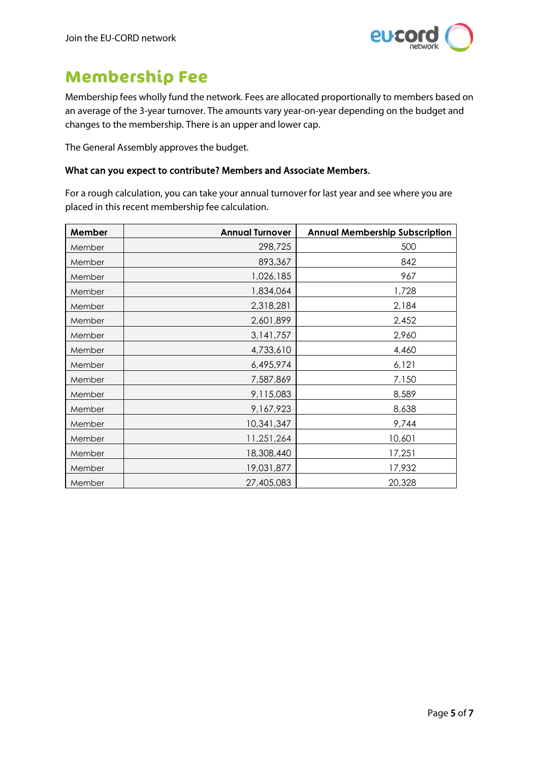# Membership Fee

Membership fees wholly fund the network. Fees are allocated proportionally to members based on an average of the 3-year turnover. The amounts vary year-on-year depending on the budget and changes to the membership. There is an upper and lower cap.

The General Assembly approves the budget.

**What can you expect to contribute? Members and Associate Members.**

For a rough calculation, you can take your annual turnover for last year and see where you are placed in this recent membership fee calculation.

| Member | Annual Turnover | Annual Membership Subscription |
|---|---:|---:|
| Member | 298,725 | 500 |
| Member | 893,367 | 842 |
| Member | 1,026,185 | 967 |
| Member | 1,834,064 | 1,728 |
| Member | 2,318,281 | 2,184 |
| Member | 2,601,899 | 2,452 |
| Member | 3,141,757 | 2,960 |
| Member | 4,733,610 | 4,460 |
| Member | 6,495,974 | 6,121 |
| Member | 7,587,869 | 7,150 |
| Member | 9,115,083 | 8,589 |
| Member | 9,167,923 | 8,638 |
| Member | 10,341,347 | 9,744 |
| Member | 11,251,264 | 10,601 |
| Member | 18,308,440 | 17,251 |
| Member | 19,031,877 | 17,932 |
| Member | 27,405,083 | 20,328 |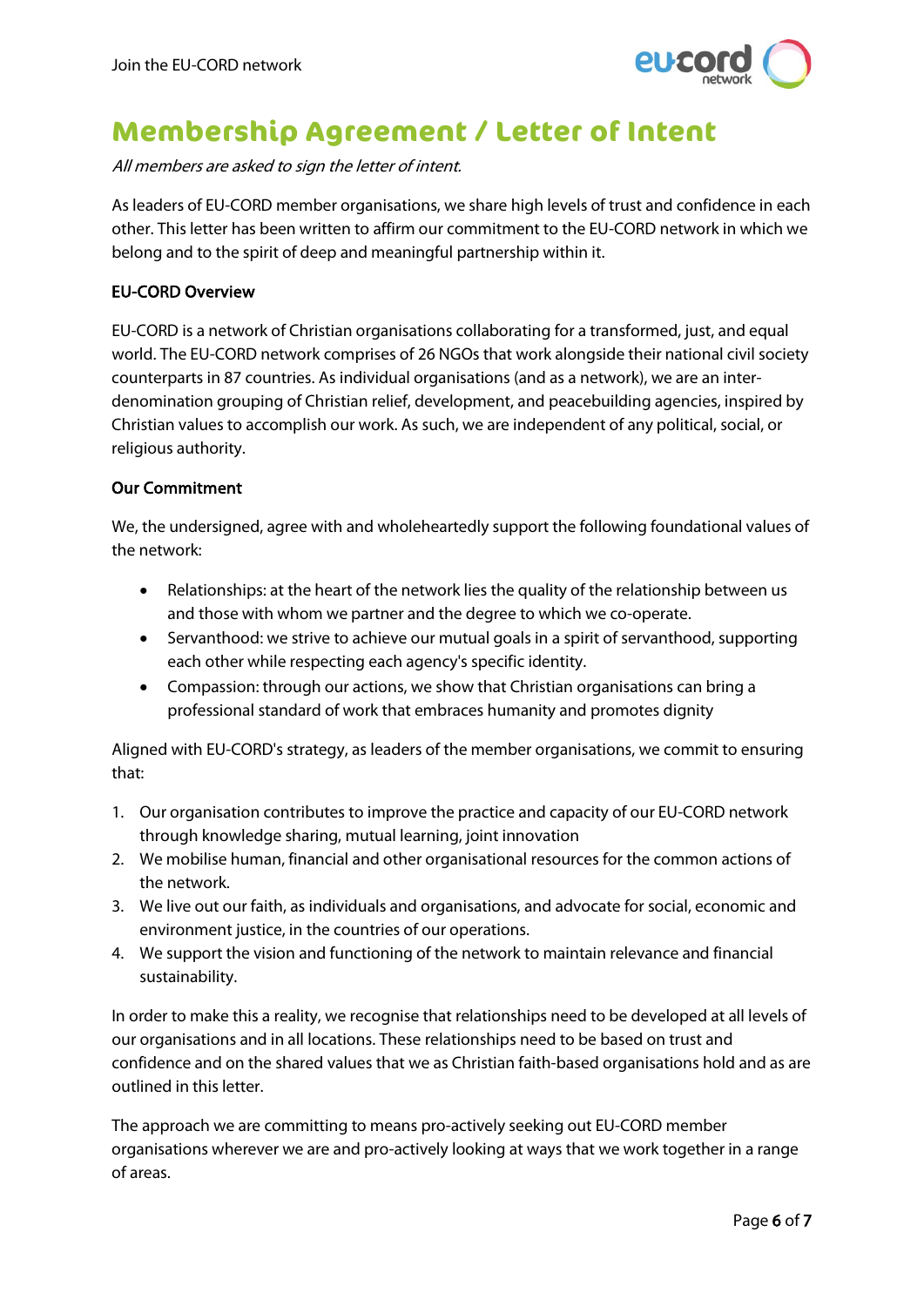# Membership Agreement / Letter of Intent

*All members are asked to sign the letter of intent.*

As leaders of EU-CORD member organisations, we share high levels of trust and confidence in each other. This letter has been written to affirm our commitment to the EU-CORD network in which we belong and to the spirit of deep and meaningful partnership within it.

### EU-CORD Overview

EU-CORD is a network of Christian organisations collaborating for a transformed, just, and equal world. The EU-CORD network comprises of 26 NGOs that work alongside their national civil society counterparts in 87 countries. As individual organisations (and as a network), we are an inter-denomination grouping of Christian relief, development, and peacebuilding agencies, inspired by Christian values to accomplish our work. As such, we are independent of any political, social, or religious authority.

### Our Commitment

We, the undersigned, agree with and wholeheartedly support the following foundational values of the network:

- Relationships: at the heart of the network lies the quality of the relationship between us and those with whom we partner and the degree to which we co-operate.
- Servanthood: we strive to achieve our mutual goals in a spirit of servanthood, supporting each other while respecting each agency's specific identity.
- Compassion: through our actions, we show that Christian organisations can bring a professional standard of work that embraces humanity and promotes dignity

Aligned with EU-CORD's strategy, as leaders of the member organisations, we commit to ensuring that:

1. Our organisation contributes to improve the practice and capacity of our EU-CORD network through knowledge sharing, mutual learning, joint innovation
2. We mobilise human, financial and other organisational resources for the common actions of the network.
3. We live out our faith, as individuals and organisations, and advocate for social, economic and environment justice, in the countries of our operations.
4. We support the vision and functioning of the network to maintain relevance and financial sustainability.

In order to make this a reality, we recognise that relationships need to be developed at all levels of our organisations and in all locations. These relationships need to be based on trust and confidence and on the shared values that we as Christian faith-based organisations hold and as are outlined in this letter.

The approach we are committing to means pro-actively seeking out EU-CORD member organisations wherever we are and pro-actively looking at ways that we work together in a range of areas.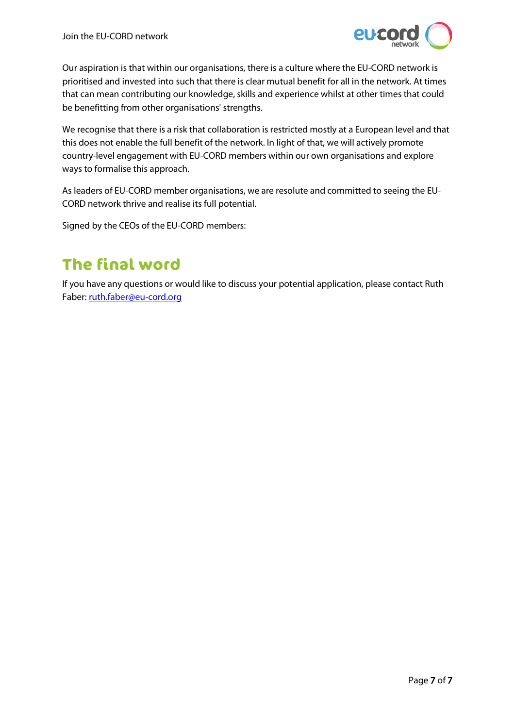Our aspiration is that within our organisations, there is a culture where the EU-CORD network is prioritised and invested into such that there is clear mutual benefit for all in the network. At times that can mean contributing our knowledge, skills and experience whilst at other times that could be benefitting from other organisations' strengths.

We recognise that there is a risk that collaboration is restricted mostly at a European level and that this does not enable the full benefit of the network. In light of that, we will actively promote country-level engagement with EU-CORD members within our own organisations and explore ways to formalise this approach.

As leaders of EU-CORD member organisations, we are resolute and committed to seeing the EU-CORD network thrive and realise its full potential.

Signed by the CEOs of the EU-CORD members:

## The final word

If you have any questions or would like to discuss your potential application, please contact Ruth Faber: [ruth.faber@eu-cord.org](mailto:ruth.faber@eu-cord.org)